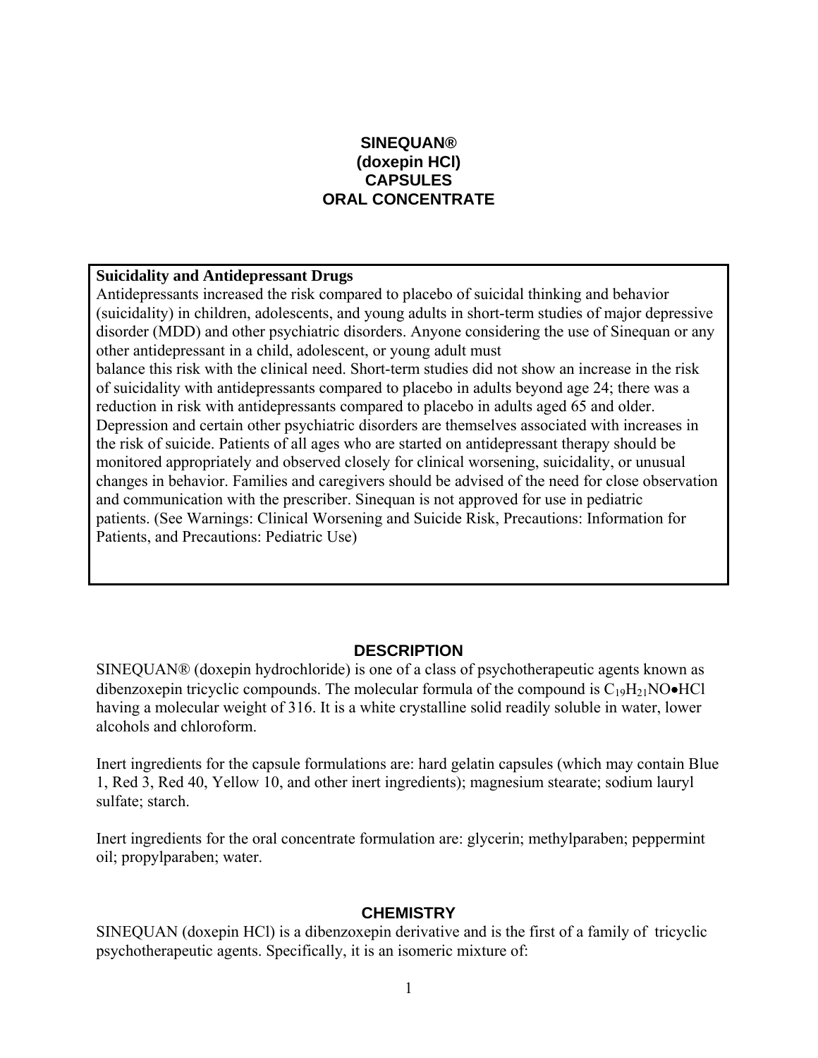# SINEQUAN®
# (doxepin HCl)
# CAPSULES
# ORAL CONCENTRATE

**Suicidality and Antidepressant Drugs**

Antidepressants increased the risk compared to placebo of suicidal thinking and behavior (suicidality) in children, adolescents, and young adults in short-term studies of major depressive disorder (MDD) and other psychiatric disorders. Anyone considering the use of Sinequan or any other antidepressant in a child, adolescent, or young adult must balance this risk with the clinical need. Short-term studies did not show an increase in the risk of suicidality with antidepressants compared to placebo in adults beyond age 24; there was a reduction in risk with antidepressants compared to placebo in adults aged 65 and older. Depression and certain other psychiatric disorders are themselves associated with increases in the risk of suicide. Patients of all ages who are started on antidepressant therapy should be monitored appropriately and observed closely for clinical worsening, suicidality, or unusual changes in behavior. Families and caregivers should be advised of the need for close observation and communication with the prescriber. Sinequan is not approved for use in pediatric patients. (See Warnings: Clinical Worsening and Suicide Risk, Precautions: Information for Patients, and Precautions: Pediatric Use)

## DESCRIPTION

SINEQUAN® (doxepin hydrochloride) is one of a class of psychotherapeutic agents known as dibenzoxepin tricyclic compounds. The molecular formula of the compound is $C_{19}H_{21}NO \bullet HCl$ having a molecular weight of 316. It is a white crystalline solid readily soluble in water, lower alcohols and chloroform.

Inert ingredients for the capsule formulations are: hard gelatin capsules (which may contain Blue 1, Red 3, Red 40, Yellow 10, and other inert ingredients); magnesium stearate; sodium lauryl sulfate; starch.

Inert ingredients for the oral concentrate formulation are: glycerin; methylparaben; peppermint oil; propylparaben; water.

## CHEMISTRY

SINEQUAN (doxepin HCl) is a dibenzoxepin derivative and is the first of a family of tricyclic psychotherapeutic agents. Specifically, it is an isomeric mixture of: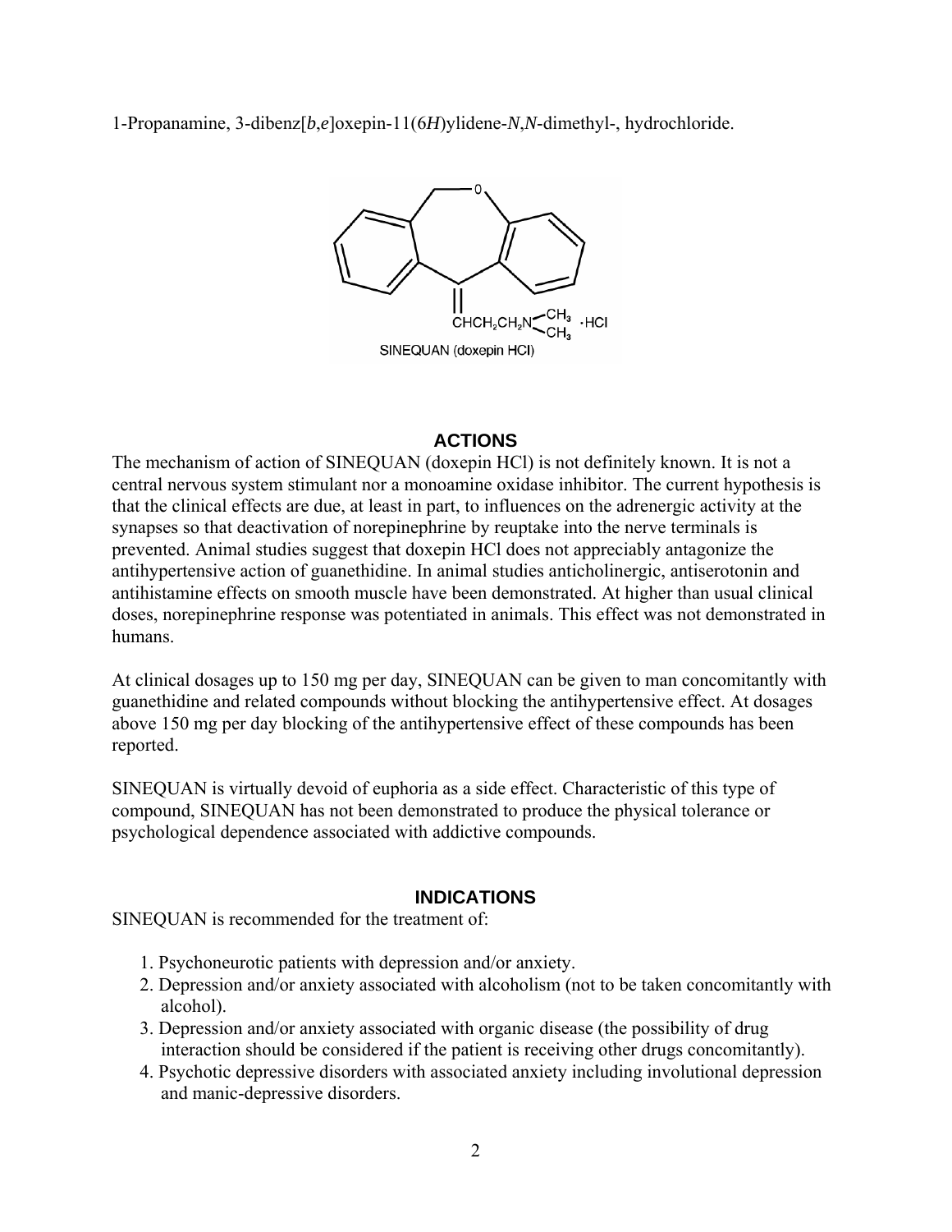1-Propanamine, 3-dibenz[*b*,*e*]oxepin-11(6*H*)ylidene-*N*,*N*-dimethyl-, hydrochloride.

SINEQUAN (doxepin HCl)

## ACTIONS

The mechanism of action of SINEQUAN (doxepin HCl) is not definitely known. It is not a central nervous system stimulant nor a monoamine oxidase inhibitor. The current hypothesis is that the clinical effects are due, at least in part, to influences on the adrenergic activity at the synapses so that deactivation of norepinephrine by reuptake into the nerve terminals is prevented. Animal studies suggest that doxepin HCl does not appreciably antagonize the antihypertensive action of guanethidine. In animal studies anticholinergic, antiserotonin and antihistamine effects on smooth muscle have been demonstrated. At higher than usual clinical doses, norepinephrine response was potentiated in animals. This effect was not demonstrated in humans.

At clinical dosages up to 150 mg per day, SINEQUAN can be given to man concomitantly with guanethidine and related compounds without blocking the antihypertensive effect. At dosages above 150 mg per day blocking of the antihypertensive effect of these compounds has been reported.

SINEQUAN is virtually devoid of euphoria as a side effect. Characteristic of this type of compound, SINEQUAN has not been demonstrated to produce the physical tolerance or psychological dependence associated with addictive compounds.

## INDICATIONS

SINEQUAN is recommended for the treatment of:

1. Psychoneurotic patients with depression and/or anxiety.
2. Depression and/or anxiety associated with alcoholism (not to be taken concomitantly with alcohol).
3. Depression and/or anxiety associated with organic disease (the possibility of drug interaction should be considered if the patient is receiving other drugs concomitantly).
4. Psychotic depressive disorders with associated anxiety including involutional depression and manic-depressive disorders.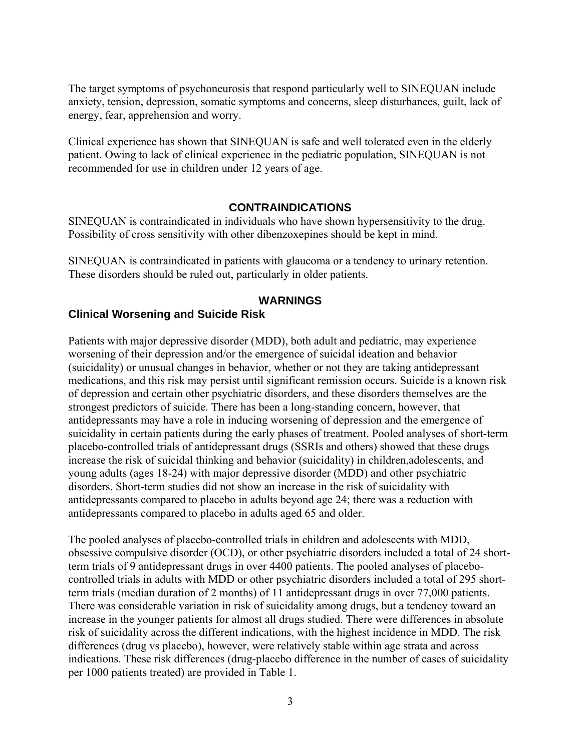The target symptoms of psychoneurosis that respond particularly well to SINEQUAN include anxiety, tension, depression, somatic symptoms and concerns, sleep disturbances, guilt, lack of energy, fear, apprehension and worry.

Clinical experience has shown that SINEQUAN is safe and well tolerated even in the elderly patient. Owing to lack of clinical experience in the pediatric population, SINEQUAN is not recommended for use in children under 12 years of age.

## CONTRAINDICATIONS

SINEQUAN is contraindicated in individuals who have shown hypersensitivity to the drug. Possibility of cross sensitivity with other dibenzoxepines should be kept in mind.

SINEQUAN is contraindicated in patients with glaucoma or a tendency to urinary retention. These disorders should be ruled out, particularly in older patients.

## WARNINGS

### Clinical Worsening and Suicide Risk

Patients with major depressive disorder (MDD), both adult and pediatric, may experience worsening of their depression and/or the emergence of suicidal ideation and behavior (suicidality) or unusual changes in behavior, whether or not they are taking antidepressant medications, and this risk may persist until significant remission occurs. Suicide is a known risk of depression and certain other psychiatric disorders, and these disorders themselves are the strongest predictors of suicide. There has been a long-standing concern, however, that antidepressants may have a role in inducing worsening of depression and the emergence of suicidality in certain patients during the early phases of treatment. Pooled analyses of short-term placebo-controlled trials of antidepressant drugs (SSRIs and others) showed that these drugs increase the risk of suicidal thinking and behavior (suicidality) in children,adolescents, and young adults (ages 18-24) with major depressive disorder (MDD) and other psychiatric disorders. Short-term studies did not show an increase in the risk of suicidality with antidepressants compared to placebo in adults beyond age 24; there was a reduction with antidepressants compared to placebo in adults aged 65 and older.

The pooled analyses of placebo-controlled trials in children and adolescents with MDD, obsessive compulsive disorder (OCD), or other psychiatric disorders included a total of 24 short-term trials of 9 antidepressant drugs in over 4400 patients. The pooled analyses of placebo-controlled trials in adults with MDD or other psychiatric disorders included a total of 295 short-term trials (median duration of 2 months) of 11 antidepressant drugs in over 77,000 patients. There was considerable variation in risk of suicidality among drugs, but a tendency toward an increase in the younger patients for almost all drugs studied. There were differences in absolute risk of suicidality across the different indications, with the highest incidence in MDD. The risk differences (drug vs placebo), however, were relatively stable within age strata and across indications. These risk differences (drug-placebo difference in the number of cases of suicidality per 1000 patients treated) are provided in Table 1.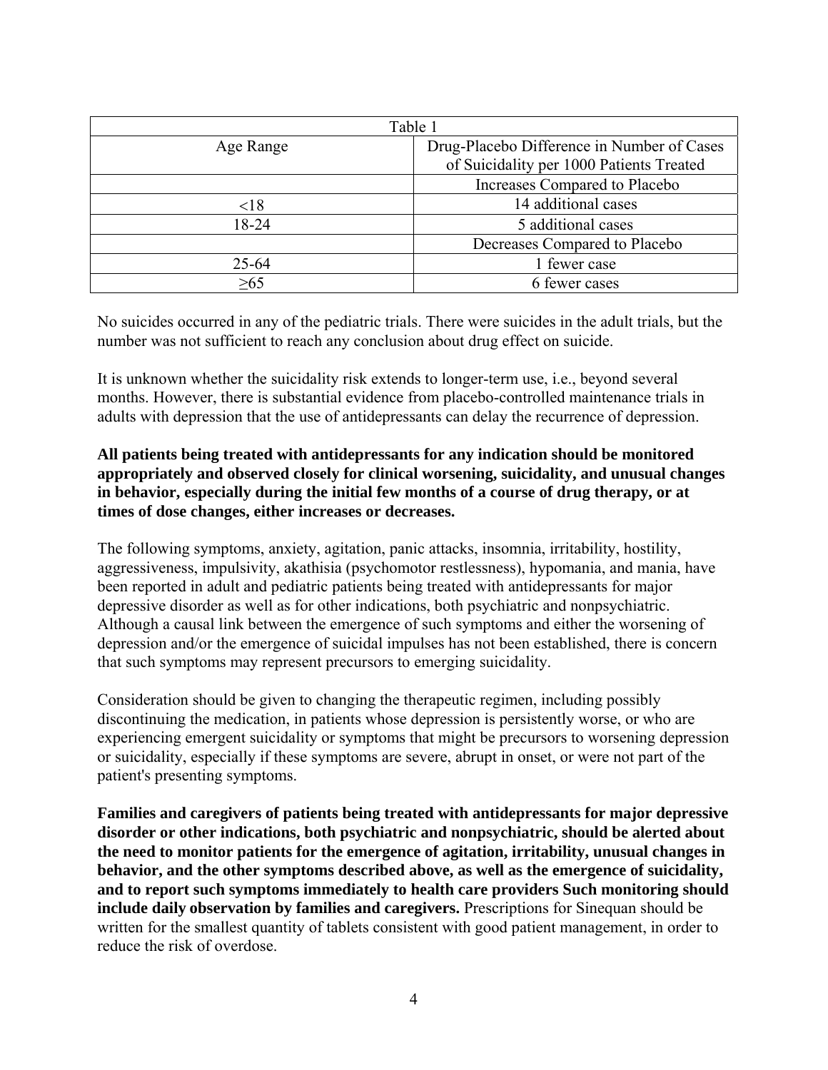| Table 1 | |
|---|---|
| Age Range | Drug-Placebo Difference in Number of Cases of Suicidality per 1000 Patients Treated |
| | Increases Compared to Placebo |
| <18 | 14 additional cases |
| 18-24 | 5 additional cases |
| | Decreases Compared to Placebo |
| 25-64 | 1 fewer case |
| ≥65 | 6 fewer cases |

No suicides occurred in any of the pediatric trials. There were suicides in the adult trials, but the number was not sufficient to reach any conclusion about drug effect on suicide.

It is unknown whether the suicidality risk extends to longer-term use, i.e., beyond several months. However, there is substantial evidence from placebo-controlled maintenance trials in adults with depression that the use of antidepressants can delay the recurrence of depression.

**All patients being treated with antidepressants for any indication should be monitored appropriately and observed closely for clinical worsening, suicidality, and unusual changes in behavior, especially during the initial few months of a course of drug therapy, or at times of dose changes, either increases or decreases.**

The following symptoms, anxiety, agitation, panic attacks, insomnia, irritability, hostility, aggressiveness, impulsivity, akathisia (psychomotor restlessness), hypomania, and mania, have been reported in adult and pediatric patients being treated with antidepressants for major depressive disorder as well as for other indications, both psychiatric and nonpsychiatric. Although a causal link between the emergence of such symptoms and either the worsening of depression and/or the emergence of suicidal impulses has not been established, there is concern that such symptoms may represent precursors to emerging suicidality.

Consideration should be given to changing the therapeutic regimen, including possibly discontinuing the medication, in patients whose depression is persistently worse, or who are experiencing emergent suicidality or symptoms that might be precursors to worsening depression or suicidality, especially if these symptoms are severe, abrupt in onset, or were not part of the patient's presenting symptoms.

**Families and caregivers of patients being treated with antidepressants for major depressive disorder or other indications, both psychiatric and nonpsychiatric, should be alerted about the need to monitor patients for the emergence of agitation, irritability, unusual changes in behavior, and the other symptoms described above, as well as the emergence of suicidality, and to report such symptoms immediately to health care providers Such monitoring should include daily observation by families and caregivers.** Prescriptions for Sinequan should be written for the smallest quantity of tablets consistent with good patient management, in order to reduce the risk of overdose.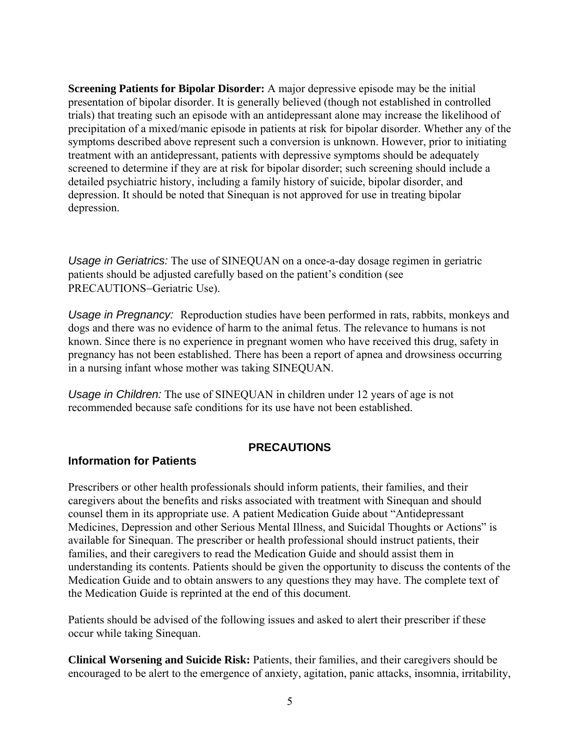**Screening Patients for Bipolar Disorder:** A major depressive episode may be the initial presentation of bipolar disorder. It is generally believed (though not established in controlled trials) that treating such an episode with an antidepressant alone may increase the likelihood of precipitation of a mixed/manic episode in patients at risk for bipolar disorder. Whether any of the symptoms described above represent such a conversion is unknown. However, prior to initiating treatment with an antidepressant, patients with depressive symptoms should be adequately screened to determine if they are at risk for bipolar disorder; such screening should include a detailed psychiatric history, including a family history of suicide, bipolar disorder, and depression. It should be noted that Sinequan is not approved for use in treating bipolar depression.

*Usage in Geriatrics:* The use of SINEQUAN on a once-a-day dosage regimen in geriatric patients should be adjusted carefully based on the patient's condition (see PRECAUTIONS–Geriatric Use).

*Usage in Pregnancy:* Reproduction studies have been performed in rats, rabbits, monkeys and dogs and there was no evidence of harm to the animal fetus. The relevance to humans is not known. Since there is no experience in pregnant women who have received this drug, safety in pregnancy has not been established. There has been a report of apnea and drowsiness occurring in a nursing infant whose mother was taking SINEQUAN.

*Usage in Children:* The use of SINEQUAN in children under 12 years of age is not recommended because safe conditions for its use have not been established.

## PRECAUTIONS

### Information for Patients

Prescribers or other health professionals should inform patients, their families, and their caregivers about the benefits and risks associated with treatment with Sinequan and should counsel them in its appropriate use. A patient Medication Guide about "Antidepressant Medicines, Depression and other Serious Mental Illness, and Suicidal Thoughts or Actions" is available for Sinequan. The prescriber or health professional should instruct patients, their families, and their caregivers to read the Medication Guide and should assist them in understanding its contents. Patients should be given the opportunity to discuss the contents of the Medication Guide and to obtain answers to any questions they may have. The complete text of the Medication Guide is reprinted at the end of this document.

Patients should be advised of the following issues and asked to alert their prescriber if these occur while taking Sinequan.

**Clinical Worsening and Suicide Risk:** Patients, their families, and their caregivers should be encouraged to be alert to the emergence of anxiety, agitation, panic attacks, insomnia, irritability,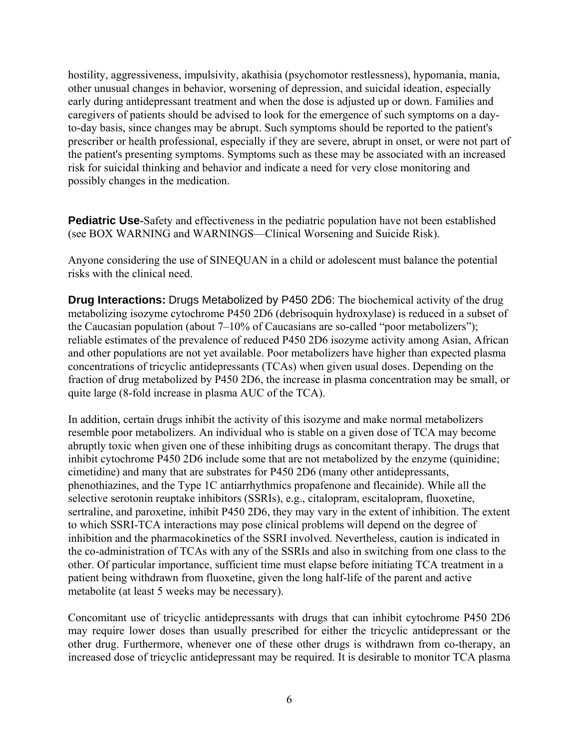hostility, aggressiveness, impulsivity, akathisia (psychomotor restlessness), hypomania, mania, other unusual changes in behavior, worsening of depression, and suicidal ideation, especially early during antidepressant treatment and when the dose is adjusted up or down. Families and caregivers of patients should be advised to look for the emergence of such symptoms on a day-to-day basis, since changes may be abrupt. Such symptoms should be reported to the patient's prescriber or health professional, especially if they are severe, abrupt in onset, or were not part of the patient's presenting symptoms. Symptoms such as these may be associated with an increased risk for suicidal thinking and behavior and indicate a need for very close monitoring and possibly changes in the medication.

**Pediatric Use**-Safety and effectiveness in the pediatric population have not been established (see BOX WARNING and WARNINGS—Clinical Worsening and Suicide Risk).

Anyone considering the use of SINEQUAN in a child or adolescent must balance the potential risks with the clinical need.

**Drug Interactions:** Drugs Metabolized by P450 2D6: The biochemical activity of the drug metabolizing isozyme cytochrome P450 2D6 (debrisoquin hydroxylase) is reduced in a subset of the Caucasian population (about 7–10% of Caucasians are so-called "poor metabolizers"); reliable estimates of the prevalence of reduced P450 2D6 isozyme activity among Asian, African and other populations are not yet available. Poor metabolizers have higher than expected plasma concentrations of tricyclic antidepressants (TCAs) when given usual doses. Depending on the fraction of drug metabolized by P450 2D6, the increase in plasma concentration may be small, or quite large (8-fold increase in plasma AUC of the TCA).

In addition, certain drugs inhibit the activity of this isozyme and make normal metabolizers resemble poor metabolizers. An individual who is stable on a given dose of TCA may become abruptly toxic when given one of these inhibiting drugs as concomitant therapy. The drugs that inhibit cytochrome P450 2D6 include some that are not metabolized by the enzyme (quinidine; cimetidine) and many that are substrates for P450 2D6 (many other antidepressants, phenothiazines, and the Type 1C antiarrhythmics propafenone and flecainide). While all the selective serotonin reuptake inhibitors (SSRIs), e.g., citalopram, escitalopram, fluoxetine, sertraline, and paroxetine, inhibit P450 2D6, they may vary in the extent of inhibition. The extent to which SSRI-TCA interactions may pose clinical problems will depend on the degree of inhibition and the pharmacokinetics of the SSRI involved. Nevertheless, caution is indicated in the co-administration of TCAs with any of the SSRIs and also in switching from one class to the other. Of particular importance, sufficient time must elapse before initiating TCA treatment in a patient being withdrawn from fluoxetine, given the long half-life of the parent and active metabolite (at least 5 weeks may be necessary).

Concomitant use of tricyclic antidepressants with drugs that can inhibit cytochrome P450 2D6 may require lower doses than usually prescribed for either the tricyclic antidepressant or the other drug. Furthermore, whenever one of these other drugs is withdrawn from co-therapy, an increased dose of tricyclic antidepressant may be required. It is desirable to monitor TCA plasma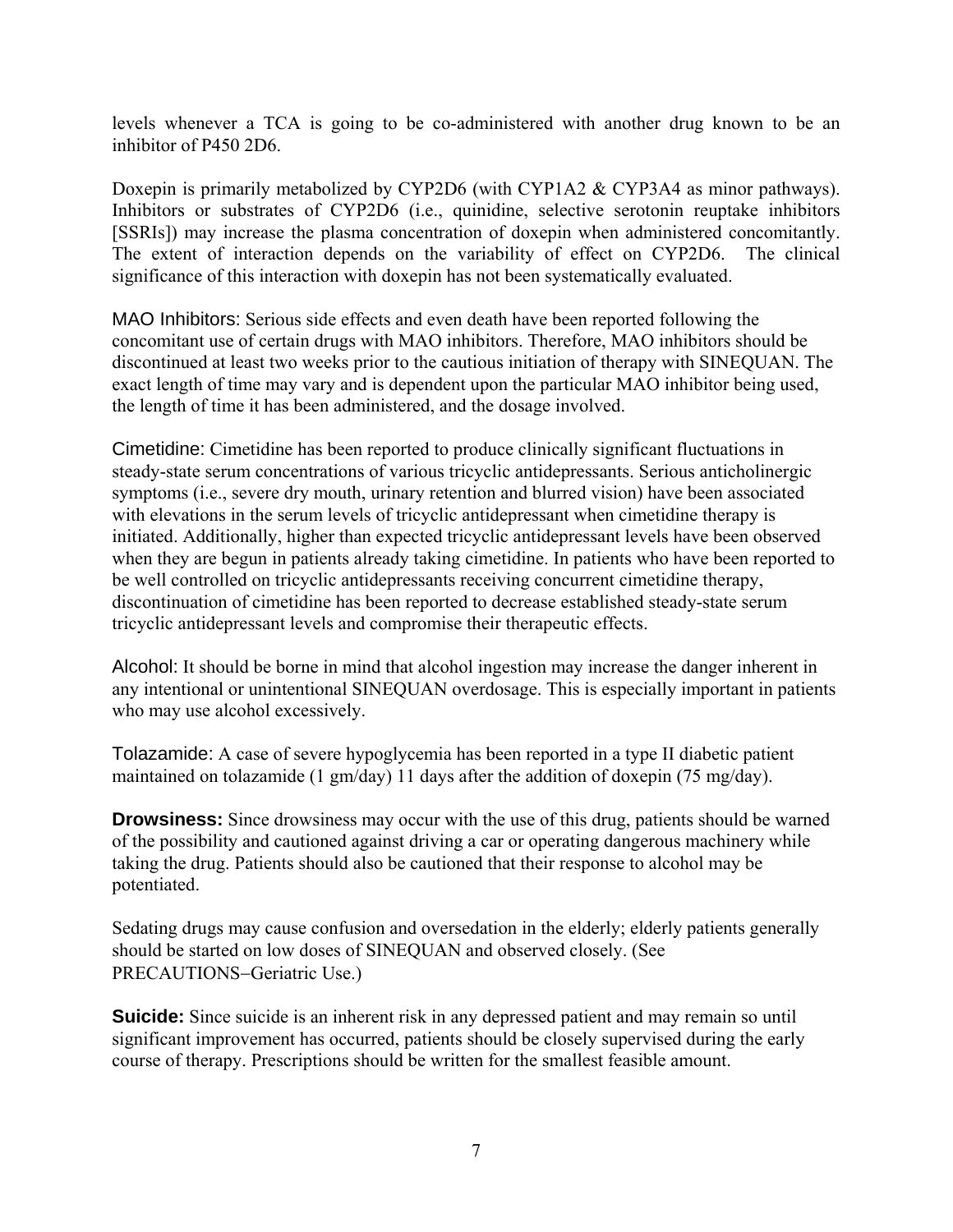levels whenever a TCA is going to be co-administered with another drug known to be an inhibitor of P450 2D6.

Doxepin is primarily metabolized by CYP2D6 (with CYP1A2 & CYP3A4 as minor pathways). Inhibitors or substrates of CYP2D6 (i.e., quinidine, selective serotonin reuptake inhibitors [SSRIs]) may increase the plasma concentration of doxepin when administered concomitantly. The extent of interaction depends on the variability of effect on CYP2D6. The clinical significance of this interaction with doxepin has not been systematically evaluated.

MAO Inhibitors: Serious side effects and even death have been reported following the concomitant use of certain drugs with MAO inhibitors. Therefore, MAO inhibitors should be discontinued at least two weeks prior to the cautious initiation of therapy with SINEQUAN. The exact length of time may vary and is dependent upon the particular MAO inhibitor being used, the length of time it has been administered, and the dosage involved.

Cimetidine: Cimetidine has been reported to produce clinically significant fluctuations in steady-state serum concentrations of various tricyclic antidepressants. Serious anticholinergic symptoms (i.e., severe dry mouth, urinary retention and blurred vision) have been associated with elevations in the serum levels of tricyclic antidepressant when cimetidine therapy is initiated. Additionally, higher than expected tricyclic antidepressant levels have been observed when they are begun in patients already taking cimetidine. In patients who have been reported to be well controlled on tricyclic antidepressants receiving concurrent cimetidine therapy, discontinuation of cimetidine has been reported to decrease established steady-state serum tricyclic antidepressant levels and compromise their therapeutic effects.

Alcohol: It should be borne in mind that alcohol ingestion may increase the danger inherent in any intentional or unintentional SINEQUAN overdosage. This is especially important in patients who may use alcohol excessively.

Tolazamide: A case of severe hypoglycemia has been reported in a type II diabetic patient maintained on tolazamide (1 gm/day) 11 days after the addition of doxepin (75 mg/day).

**Drowsiness:** Since drowsiness may occur with the use of this drug, patients should be warned of the possibility and cautioned against driving a car or operating dangerous machinery while taking the drug. Patients should also be cautioned that their response to alcohol may be potentiated.

Sedating drugs may cause confusion and oversedation in the elderly; elderly patients generally should be started on low doses of SINEQUAN and observed closely. (See PRECAUTIONS−Geriatric Use.)

**Suicide:** Since suicide is an inherent risk in any depressed patient and may remain so until significant improvement has occurred, patients should be closely supervised during the early course of therapy. Prescriptions should be written for the smallest feasible amount.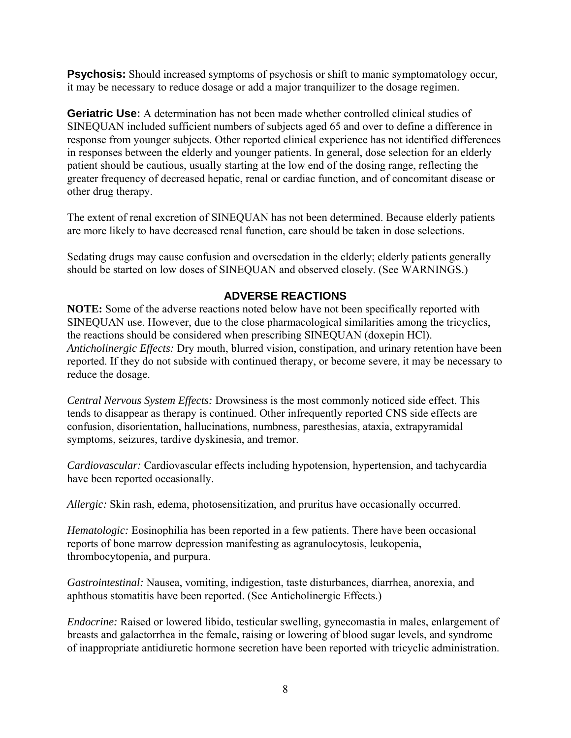**Psychosis:** Should increased symptoms of psychosis or shift to manic symptomatology occur, it may be necessary to reduce dosage or add a major tranquilizer to the dosage regimen.

**Geriatric Use:** A determination has not been made whether controlled clinical studies of SINEQUAN included sufficient numbers of subjects aged 65 and over to define a difference in response from younger subjects. Other reported clinical experience has not identified differences in responses between the elderly and younger patients. In general, dose selection for an elderly patient should be cautious, usually starting at the low end of the dosing range, reflecting the greater frequency of decreased hepatic, renal or cardiac function, and of concomitant disease or other drug therapy.

The extent of renal excretion of SINEQUAN has not been determined. Because elderly patients are more likely to have decreased renal function, care should be taken in dose selections.

Sedating drugs may cause confusion and oversedation in the elderly; elderly patients generally should be started on low doses of SINEQUAN and observed closely. (See WARNINGS.)

## ADVERSE REACTIONS

**NOTE:** Some of the adverse reactions noted below have not been specifically reported with SINEQUAN use. However, due to the close pharmacological similarities among the tricyclics, the reactions should be considered when prescribing SINEQUAN (doxepin HCl).

*Anticholinergic Effects:* Dry mouth, blurred vision, constipation, and urinary retention have been reported. If they do not subside with continued therapy, or become severe, it may be necessary to reduce the dosage.

*Central Nervous System Effects:* Drowsiness is the most commonly noticed side effect. This tends to disappear as therapy is continued. Other infrequently reported CNS side effects are confusion, disorientation, hallucinations, numbness, paresthesias, ataxia, extrapyramidal symptoms, seizures, tardive dyskinesia, and tremor.

*Cardiovascular:* Cardiovascular effects including hypotension, hypertension, and tachycardia have been reported occasionally.

*Allergic:* Skin rash, edema, photosensitization, and pruritus have occasionally occurred.

*Hematologic:* Eosinophilia has been reported in a few patients. There have been occasional reports of bone marrow depression manifesting as agranulocytosis, leukopenia, thrombocytopenia, and purpura.

*Gastrointestinal:* Nausea, vomiting, indigestion, taste disturbances, diarrhea, anorexia, and aphthous stomatitis have been reported. (See Anticholinergic Effects.)

*Endocrine:* Raised or lowered libido, testicular swelling, gynecomastia in males, enlargement of breasts and galactorrhea in the female, raising or lowering of blood sugar levels, and syndrome of inappropriate antidiuretic hormone secretion have been reported with tricyclic administration.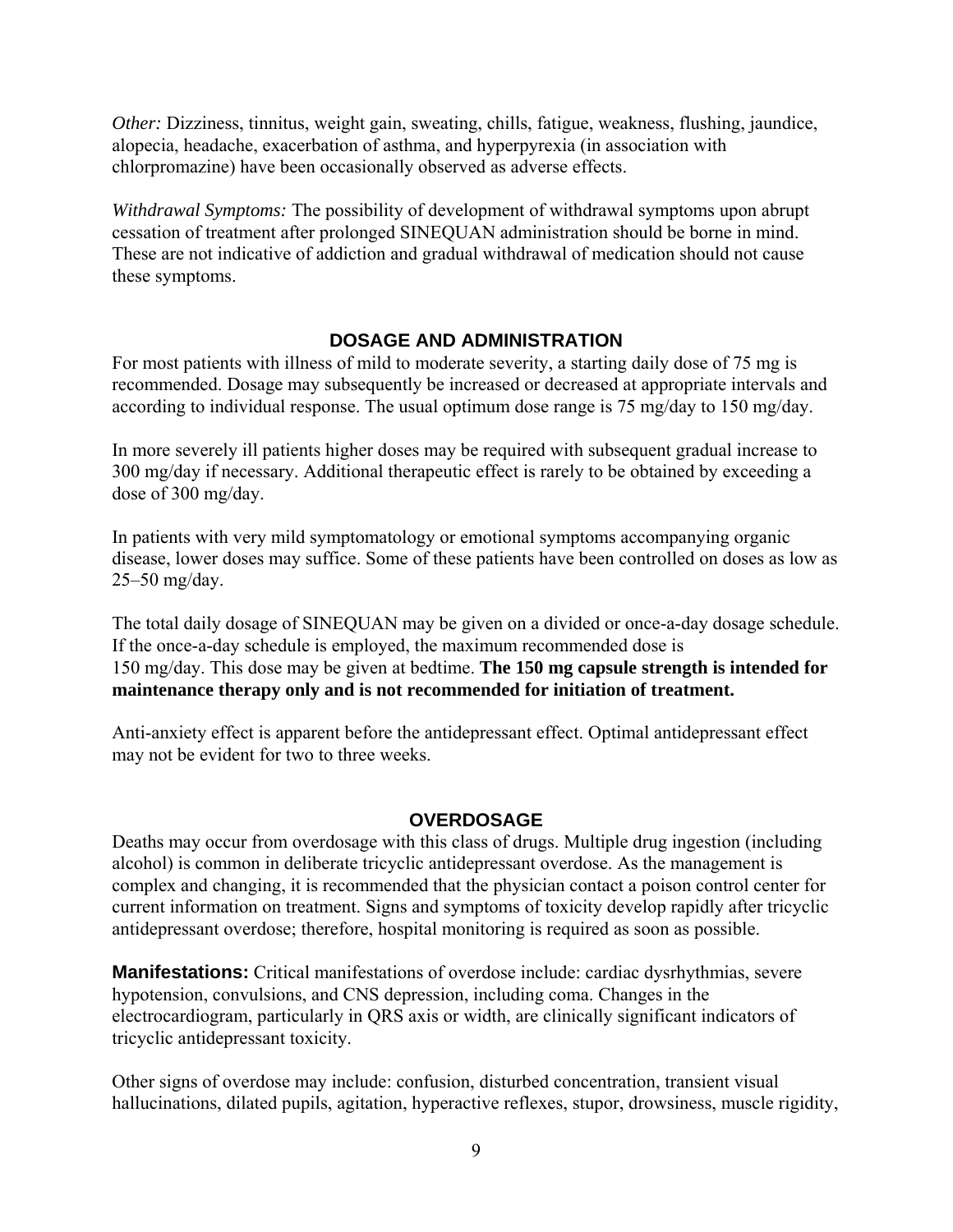*Other:* Dizziness, tinnitus, weight gain, sweating, chills, fatigue, weakness, flushing, jaundice, alopecia, headache, exacerbation of asthma, and hyperpyrexia (in association with chlorpromazine) have been occasionally observed as adverse effects.

*Withdrawal Symptoms:* The possibility of development of withdrawal symptoms upon abrupt cessation of treatment after prolonged SINEQUAN administration should be borne in mind. These are not indicative of addiction and gradual withdrawal of medication should not cause these symptoms.

## DOSAGE AND ADMINISTRATION

For most patients with illness of mild to moderate severity, a starting daily dose of 75 mg is recommended. Dosage may subsequently be increased or decreased at appropriate intervals and according to individual response. The usual optimum dose range is 75 mg/day to 150 mg/day.

In more severely ill patients higher doses may be required with subsequent gradual increase to 300 mg/day if necessary. Additional therapeutic effect is rarely to be obtained by exceeding a dose of 300 mg/day.

In patients with very mild symptomatology or emotional symptoms accompanying organic disease, lower doses may suffice. Some of these patients have been controlled on doses as low as 25–50 mg/day.

The total daily dosage of SINEQUAN may be given on a divided or once-a-day dosage schedule. If the once-a-day schedule is employed, the maximum recommended dose is 150 mg/day. This dose may be given at bedtime. **The 150 mg capsule strength is intended for maintenance therapy only and is not recommended for initiation of treatment.**

Anti-anxiety effect is apparent before the antidepressant effect. Optimal antidepressant effect may not be evident for two to three weeks.

## OVERDOSAGE

Deaths may occur from overdosage with this class of drugs. Multiple drug ingestion (including alcohol) is common in deliberate tricyclic antidepressant overdose. As the management is complex and changing, it is recommended that the physician contact a poison control center for current information on treatment. Signs and symptoms of toxicity develop rapidly after tricyclic antidepressant overdose; therefore, hospital monitoring is required as soon as possible.

**Manifestations:** Critical manifestations of overdose include: cardiac dysrhythmias, severe hypotension, convulsions, and CNS depression, including coma. Changes in the electrocardiogram, particularly in QRS axis or width, are clinically significant indicators of tricyclic antidepressant toxicity.

Other signs of overdose may include: confusion, disturbed concentration, transient visual hallucinations, dilated pupils, agitation, hyperactive reflexes, stupor, drowsiness, muscle rigidity,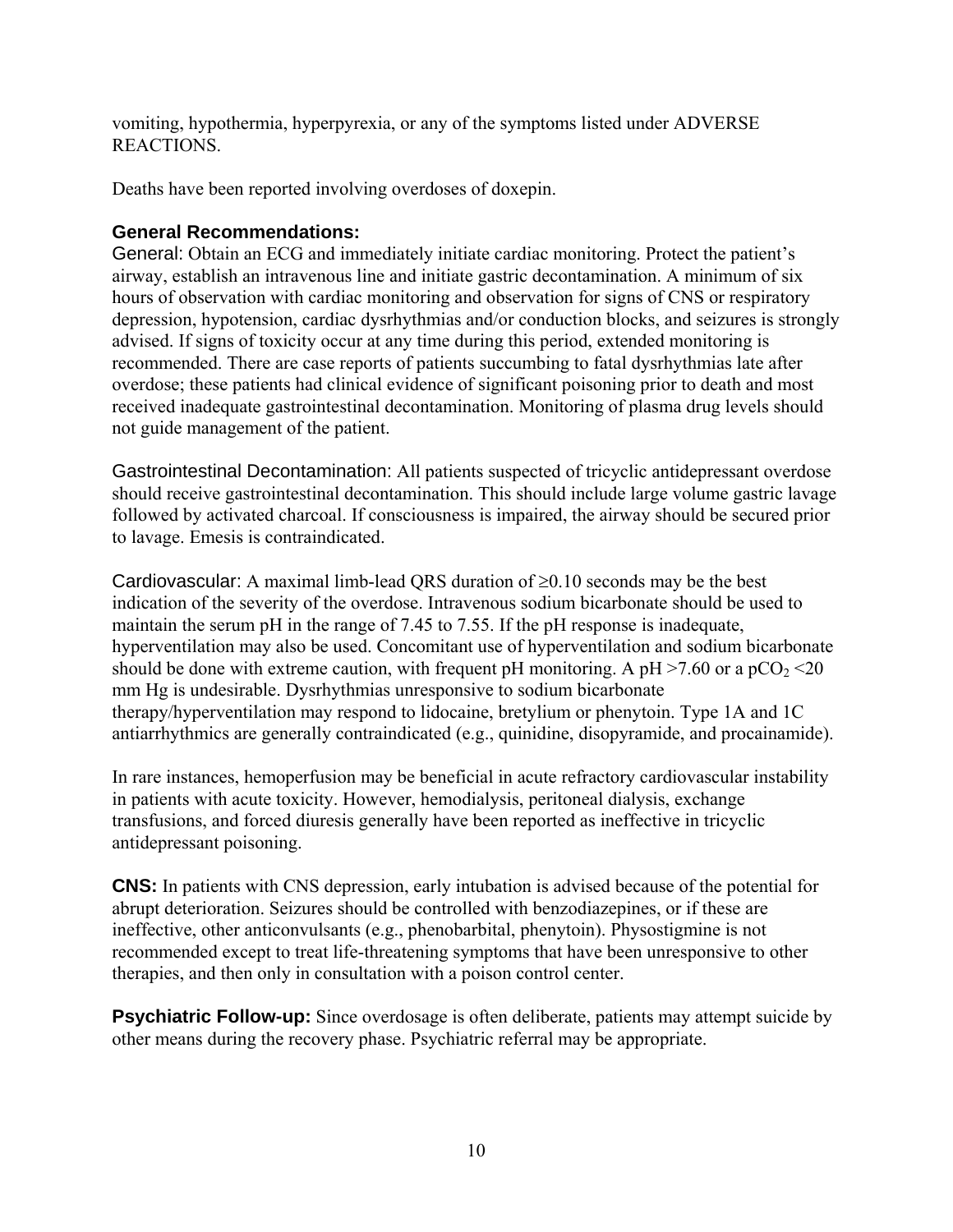vomiting, hypothermia, hyperpyrexia, or any of the symptoms listed under ADVERSE REACTIONS.

Deaths have been reported involving overdoses of doxepin.

### General Recommendations:

General: Obtain an ECG and immediately initiate cardiac monitoring. Protect the patient's airway, establish an intravenous line and initiate gastric decontamination. A minimum of six hours of observation with cardiac monitoring and observation for signs of CNS or respiratory depression, hypotension, cardiac dysrhythmias and/or conduction blocks, and seizures is strongly advised. If signs of toxicity occur at any time during this period, extended monitoring is recommended. There are case reports of patients succumbing to fatal dysrhythmias late after overdose; these patients had clinical evidence of significant poisoning prior to death and most received inadequate gastrointestinal decontamination. Monitoring of plasma drug levels should not guide management of the patient.

Gastrointestinal Decontamination: All patients suspected of tricyclic antidepressant overdose should receive gastrointestinal decontamination. This should include large volume gastric lavage followed by activated charcoal. If consciousness is impaired, the airway should be secured prior to lavage. Emesis is contraindicated.

Cardiovascular: A maximal limb-lead QRS duration of ≥0.10 seconds may be the best indication of the severity of the overdose. Intravenous sodium bicarbonate should be used to maintain the serum pH in the range of 7.45 to 7.55. If the pH response is inadequate, hyperventilation may also be used. Concomitant use of hyperventilation and sodium bicarbonate should be done with extreme caution, with frequent pH monitoring. A pH >7.60 or a $pCO_2$ <20 mm Hg is undesirable. Dysrhythmias unresponsive to sodium bicarbonate therapy/hyperventilation may respond to lidocaine, bretylium or phenytoin. Type 1A and 1C antiarrhythmics are generally contraindicated (e.g., quinidine, disopyramide, and procainamide).

In rare instances, hemoperfusion may be beneficial in acute refractory cardiovascular instability in patients with acute toxicity. However, hemodialysis, peritoneal dialysis, exchange transfusions, and forced diuresis generally have been reported as ineffective in tricyclic antidepressant poisoning.

**CNS:** In patients with CNS depression, early intubation is advised because of the potential for abrupt deterioration. Seizures should be controlled with benzodiazepines, or if these are ineffective, other anticonvulsants (e.g., phenobarbital, phenytoin). Physostigmine is not recommended except to treat life-threatening symptoms that have been unresponsive to other therapies, and then only in consultation with a poison control center.

**Psychiatric Follow-up:** Since overdosage is often deliberate, patients may attempt suicide by other means during the recovery phase. Psychiatric referral may be appropriate.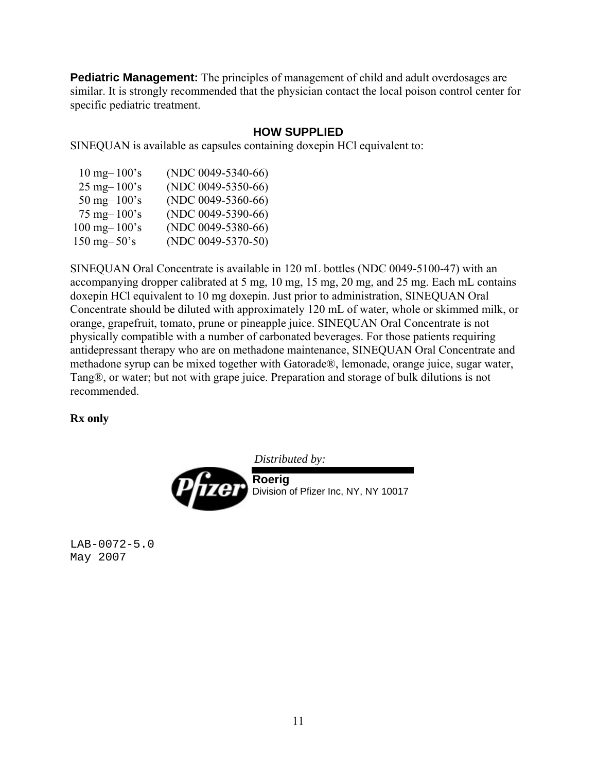**Pediatric Management:** The principles of management of child and adult overdosages are similar. It is strongly recommended that the physician contact the local poison control center for specific pediatric treatment.

## HOW SUPPLIED

SINEQUAN is available as capsules containing doxepin HCl equivalent to:

| | |
|---|---|
| 10 mg– 100's | (NDC 0049-5340-66) |
| 25 mg– 100's | (NDC 0049-5350-66) |
| 50 mg– 100's | (NDC 0049-5360-66) |
| 75 mg– 100's | (NDC 0049-5390-66) |
| 100 mg– 100's | (NDC 0049-5380-66) |
| 150 mg– 50's | (NDC 0049-5370-50) |

SINEQUAN Oral Concentrate is available in 120 mL bottles (NDC 0049-5100-47) with an accompanying dropper calibrated at 5 mg, 10 mg, 15 mg, 20 mg, and 25 mg. Each mL contains doxepin HCl equivalent to 10 mg doxepin. Just prior to administration, SINEQUAN Oral Concentrate should be diluted with approximately 120 mL of water, whole or skimmed milk, or orange, grapefruit, tomato, prune or pineapple juice. SINEQUAN Oral Concentrate is not physically compatible with a number of carbonated beverages. For those patients requiring antidepressant therapy who are on methadone maintenance, SINEQUAN Oral Concentrate and methadone syrup can be mixed together with Gatorade®, lemonade, orange juice, sugar water, Tang®, or water; but not with grape juice. Preparation and storage of bulk dilutions is not recommended.

**Rx only**

*Distributed by:*

Pfizer

**Roerig**
Division of Pfizer Inc, NY, NY 10017

LAB-0072-5.0
May 2007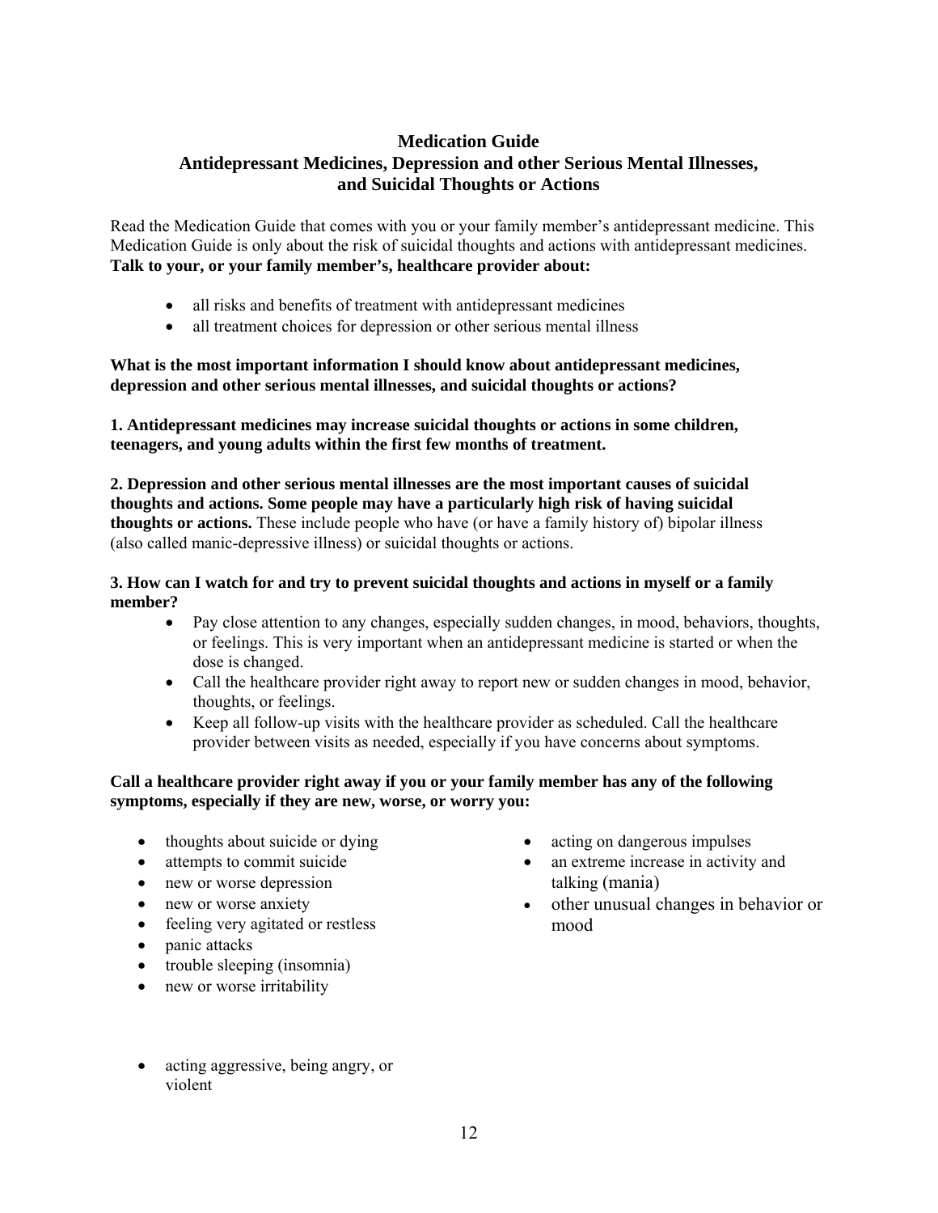# Medication Guide
## Antidepressant Medicines, Depression and other Serious Mental Illnesses, and Suicidal Thoughts or Actions

Read the Medication Guide that comes with you or your family member's antidepressant medicine. This Medication Guide is only about the risk of suicidal thoughts and actions with antidepressant medicines. **Talk to your, or your family member's, healthcare provider about:**

- all risks and benefits of treatment with antidepressant medicines
- all treatment choices for depression or other serious mental illness

**What is the most important information I should know about antidepressant medicines, depression and other serious mental illnesses, and suicidal thoughts or actions?**

**1. Antidepressant medicines may increase suicidal thoughts or actions in some children, teenagers, and young adults within the first few months of treatment.**

**2. Depression and other serious mental illnesses are the most important causes of suicidal thoughts and actions. Some people may have a particularly high risk of having suicidal thoughts or actions.** These include people who have (or have a family history of) bipolar illness (also called manic-depressive illness) or suicidal thoughts or actions.

**3. How can I watch for and try to prevent suicidal thoughts and actions in myself or a family member?**

- Pay close attention to any changes, especially sudden changes, in mood, behaviors, thoughts, or feelings. This is very important when an antidepressant medicine is started or when the dose is changed.
- Call the healthcare provider right away to report new or sudden changes in mood, behavior, thoughts, or feelings.
- Keep all follow-up visits with the healthcare provider as scheduled. Call the healthcare provider between visits as needed, especially if you have concerns about symptoms.

**Call a healthcare provider right away if you or your family member has any of the following symptoms, especially if they are new, worse, or worry you:**

- thoughts about suicide or dying
- attempts to commit suicide
- new or worse depression
- new or worse anxiety
- feeling very agitated or restless
- panic attacks
- trouble sleeping (insomnia)
- new or worse irritability
- acting aggressive, being angry, or violent
- acting on dangerous impulses
- an extreme increase in activity and talking (mania)
- other unusual changes in behavior or mood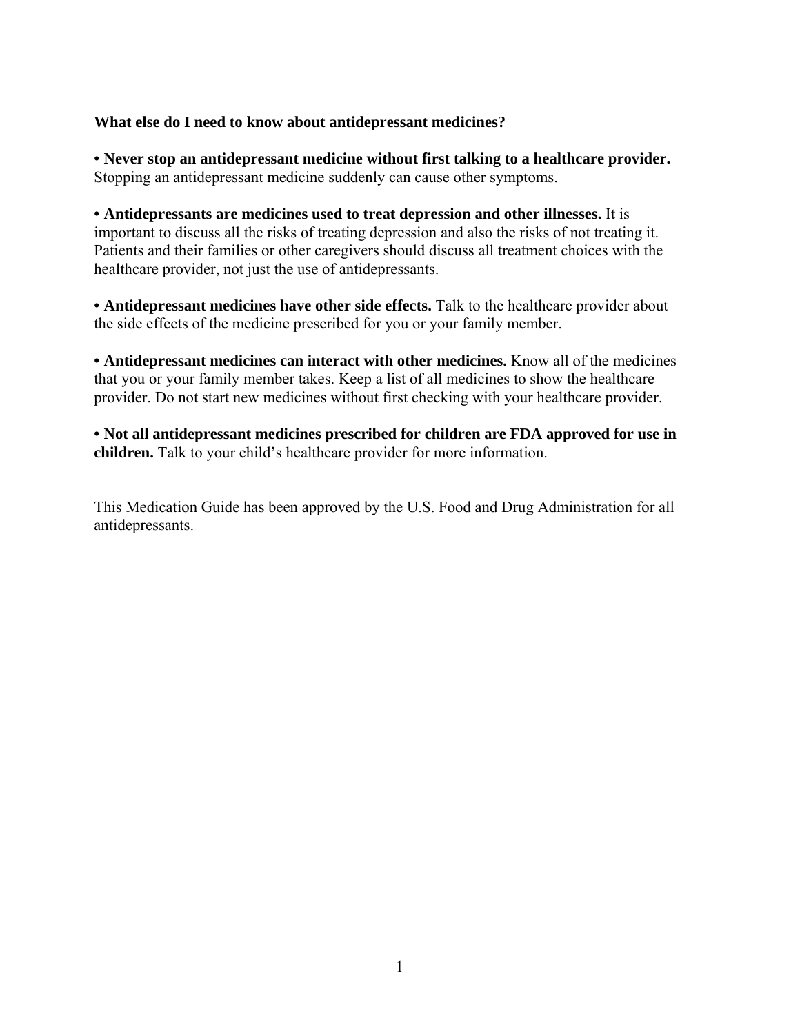**What else do I need to know about antidepressant medicines?**

- **Never stop an antidepressant medicine without first talking to a healthcare provider.** Stopping an antidepressant medicine suddenly can cause other symptoms.

- **Antidepressants are medicines used to treat depression and other illnesses.** It is important to discuss all the risks of treating depression and also the risks of not treating it. Patients and their families or other caregivers should discuss all treatment choices with the healthcare provider, not just the use of antidepressants.

- **Antidepressant medicines have other side effects.** Talk to the healthcare provider about the side effects of the medicine prescribed for you or your family member.

- **Antidepressant medicines can interact with other medicines.** Know all of the medicines that you or your family member takes. Keep a list of all medicines to show the healthcare provider. Do not start new medicines without first checking with your healthcare provider.

- **Not all antidepressant medicines prescribed for children are FDA approved for use in children.** Talk to your child's healthcare provider for more information.

This Medication Guide has been approved by the U.S. Food and Drug Administration for all antidepressants.